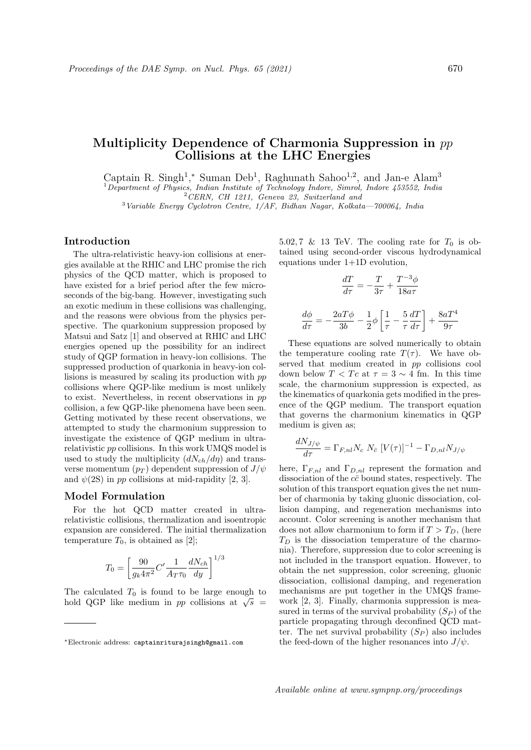# Multiplicity Dependence of Charmonia Suppression in $pp$ Collisions at the LHC Energies

Captain R. Singh[1],* Suman Deb[1], Raghunath Sahoo[1,2], and Jan-e Alam[3]

[1] *Department of Physics, Indian Institute of Technology Indore, Simrol, Indore 453552, India*
[2] *CERN, CH 1211, Geneva 23, Switzerland and*
[3] *Variable Energy Cyclotron Centre, 1/AF, Bidhan Nagar, Kolkata—700064, India*

## Introduction

The ultra-relativistic heavy-ion collisions at energies available at the RHIC and LHC promise the rich physics of the QCD matter, which is proposed to have existed for a brief period after the few microseconds of the big-bang. However, investigating such an exotic medium in these collisions was challenging, and the reasons were obvious from the physics perspective. The quarkonium suppression proposed by Matsui and Satz [1] and observed at RHIC and LHC energies opened up the possibility for an indirect study of QGP formation in heavy-ion collisions. The suppressed production of quarkonia in heavy-ion collisions is measured by scaling its production with $pp$ collisions where QGP-like medium is most unlikely to exist. Nevertheless, in recent observations in $pp$ collision, a few QGP-like phenomena have been seen. Getting motivated by these recent observations, we attempted to study the charmonium suppression to investigate the existence of QGP medium in ultra-relativistic $pp$ collisions. In this work UMQS model is used to study the multiplicity ($dN_{ch}/d\eta$) and transverse momentum ($p_T$) dependent suppression of $J/\psi$ and $\psi(2S)$ in $pp$ collisions at mid-rapidity [2, 3].

## Model Formulation

For the hot QCD matter created in ultra-relativistic collisions, thermalization and isentropic expansion are considered. The initial thermalization temperature $T_0$, is obtained as [2];

$$T_0 = \left[ \frac{90}{g_k 4\pi^2} C' \frac{1}{A_T \tau_0} \frac{dN_{ch}}{dy} \right]^{1/3}$$

The calculated $T_0$ is found to be large enough to hold QGP like medium in $pp$ collisions at $\sqrt{s}$ = 5.02, 7 & 13 TeV. The cooling rate for $T_0$ is obtained using second-order viscous hydrodynamical equations under 1+1D evolution,

$$\frac{dT}{d\tau} = -\frac{T}{3\tau} + \frac{T^{-3}\phi}{18a\tau}$$

$$\frac{d\phi}{d\tau} = -\frac{2aT\phi}{3b} - \frac{1}{2}\phi\left[\frac{1}{\tau} - \frac{5}{\tau}\frac{dT}{d\tau}\right] + \frac{8aT^4}{9\tau}$$

These equations are solved numerically to obtain the temperature cooling rate $T(\tau)$. We have observed that medium created in $pp$ collisions cool down below $T < Tc$ at $\tau = 3 \sim 4$ fm. In this time scale, the charmonium suppression is expected, as the kinematics of quarkonia gets modified in the presence of the QGP medium. The transport equation that governs the charmonium kinematics in QGP medium is given as;

$$\frac{dN_{J/\psi}}{d\tau} = \Gamma_{F,nl} N_c \; N_{\bar{c}} \; [V(\tau)]^{-1} - \Gamma_{D,nl} N_{J/\psi}$$

here, $\Gamma_{F,nl}$ and $\Gamma_{D,nl}$ represent the formation and dissociation of the $c\bar{c}$ bound states, respectively. The solution of this transport equation gives the net number of charmonia by taking gluonic dissociation, collision damping, and regeneration mechanisms into account. Color screening is another mechanism that does not allow charmonium to form if $T > T_D$, (here $T_D$ is the dissociation temperature of the charmonia). Therefore, suppression due to color screening is not included in the transport equation. However, to obtain the net suppression, color screening, gluonic dissociation, collisional damping, and regeneration mechanisms are put together in the UMQS framework [2, 3]. Finally, charmonia suppression is measured in terms of the survival probability ($S_P$) of the particle propagating through deconfined QCD matter. The net survival probability ($S_P$) also includes the feed-down of the higher resonances into $J/\psi$.

---

*Electronic address: captainriturajsingh@gmail.com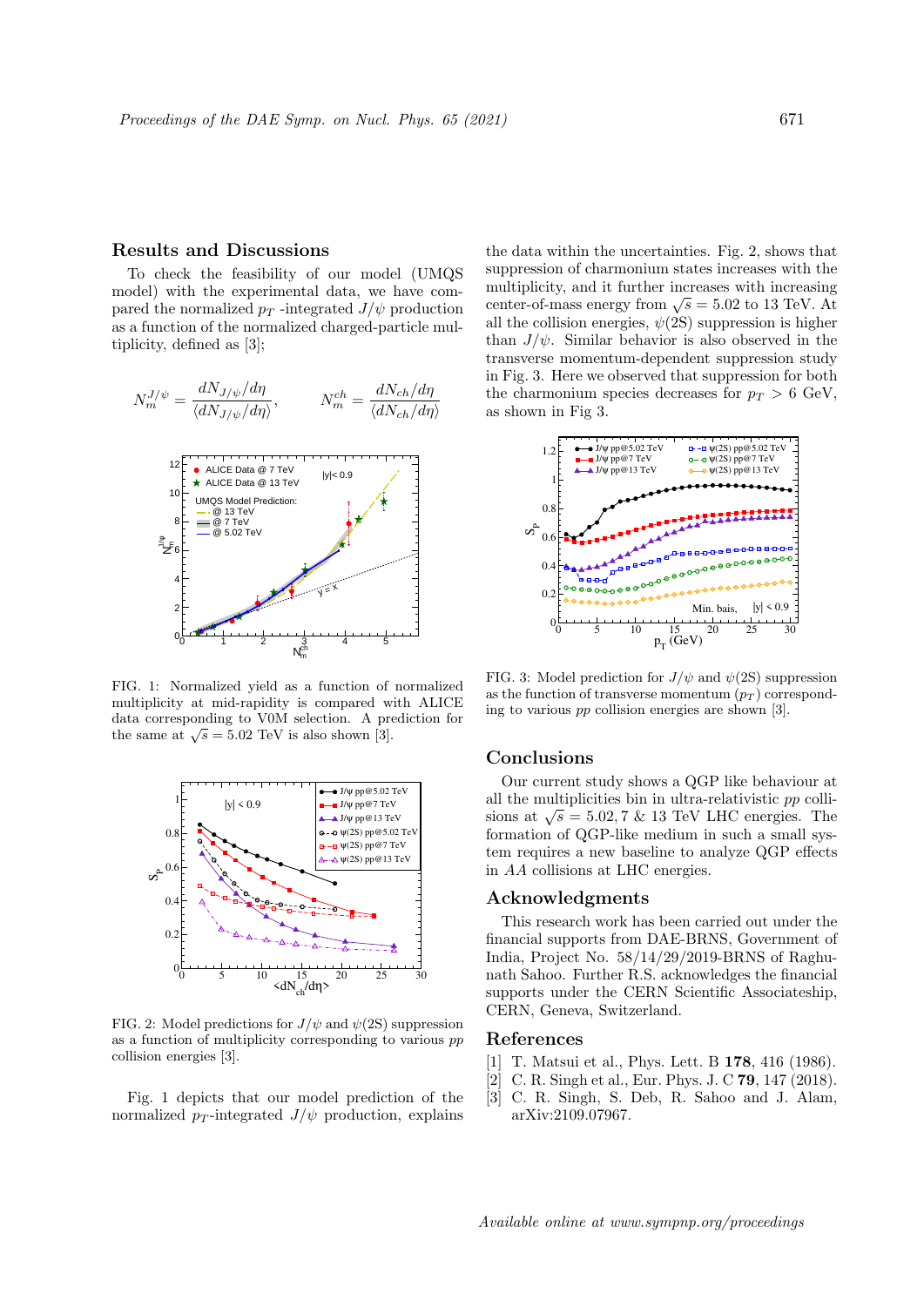## Results and Discussions

To check the feasibility of our model (UMQS model) with the experimental data, we have compared the normalized $p_T$ -integrated $J/\psi$ production as a function of the normalized charged-particle multiplicity, defined as [3];

$$N_m^{J/\psi} = \frac{dN_{J/\psi}/d\eta}{\langle dN_{J/\psi}/d\eta\rangle}, \qquad N_m^{ch} = \frac{dN_{ch}/d\eta}{\langle dN_{ch}/d\eta\rangle}$$

ALICE Data @ 7 TeV
ALICE Data @ 13 TeV
|y|< 0.9
UMQS Model Prediction:
@ 13 TeV
@ 7 TeV
@ 5.02 TeV
y = x
$N_m^{J/\psi}$
$N_m^{ch}$

FIG. 1: Normalized yield as a function of normalized multiplicity at mid-rapidity is compared with ALICE data corresponding to V0M selection. A prediction for the same at $\sqrt{s} = 5.02$ TeV is also shown [3].

|y| < 0.9
J/ψ pp@5.02 TeV
J/ψ pp@7 TeV
J/ψ pp@13 TeV
ψ(2S) pp@5.02 TeV
ψ(2S) pp@7 TeV
ψ(2S) pp@13 TeV
$S_P$
$\langle dN_{ch}/d\eta\rangle$

FIG. 2: Model predictions for $J/\psi$ and $\psi(2S)$ suppression as a function of multiplicity corresponding to various $pp$ collision energies [3].

Fig. 1 depicts that our model prediction of the normalized $p_T$-integrated $J/\psi$ production, explains the data within the uncertainties. Fig. 2, shows that suppression of charmonium states increases with the multiplicity, and it further increases with increasing center-of-mass energy from $\sqrt{s} = 5.02$ to 13 TeV. At all the collision energies, $\psi(2S)$ suppression is higher than $J/\psi$. Similar behavior is also observed in the transverse momentum-dependent suppression study in Fig. 3. Here we observed that suppression for both the charmonium species decreases for $p_T > 6$ GeV, as shown in Fig 3.

J/ψ pp@5.02 TeV
J/ψ pp@7 TeV
J/ψ pp@13 TeV
ψ(2S) pp@5.02 TeV
ψ(2S) pp@7 TeV
ψ(2S) pp@13 TeV
Min. bais, |y| < 0.9
$S_P$
$p_T$ (GeV)

FIG. 3: Model prediction for $J/\psi$ and $\psi(2S)$ suppression as the function of transverse momentum ($p_T$) corresponding to various $pp$ collision energies are shown [3].

## Conclusions

Our current study shows a QGP like behaviour at all the multiplicities bin in ultra-relativistic $pp$ collisions at $\sqrt{s} = 5.02, 7$ & $13$ TeV LHC energies. The formation of QGP-like medium in such a small system requires a new baseline to analyze QGP effects in $AA$ collisions at LHC energies.

## Acknowledgments

This research work has been carried out under the financial supports from DAE-BRNS, Government of India, Project No. 58/14/29/2019-BRNS of Raghunath Sahoo. Further R.S. acknowledges the financial supports under the CERN Scientific Associateship, CERN, Geneva, Switzerland.

## References

[1] T. Matsui et al., Phys. Lett. B **178**, 416 (1986).
[2] C. R. Singh et al., Eur. Phys. J. C **79**, 147 (2018).
[3] C. R. Singh, S. Deb, R. Sahoo and J. Alam, arXiv:2109.07967.